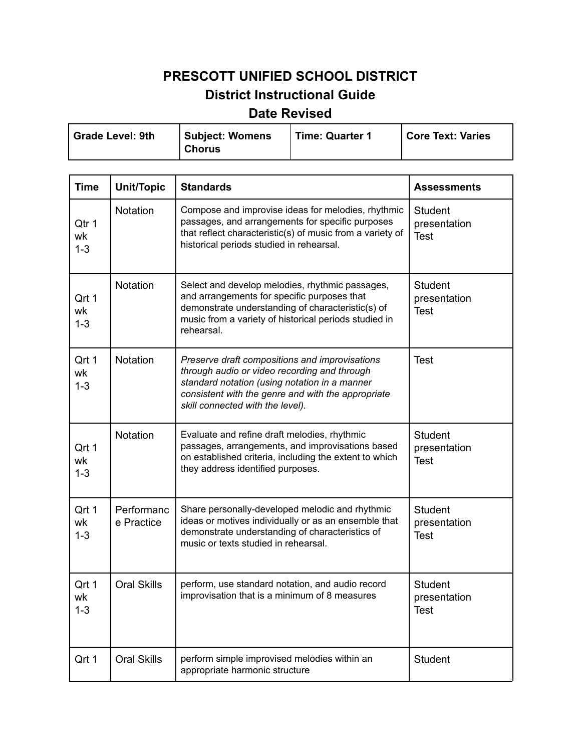# PRESCOTT UNIFIED SCHOOL DISTRICT

## District Instructional Guide

## Date Revised

| Grade Level: 9th | Subject: Womens Chorus | Time: Quarter 1 | Core Text: Varies |
|---|---|---|---|

| Time | Unit/Topic | Standards | Assessments |
|---|---|---|---|
| Qtr 1 wk 1-3 | Notation | Compose and improvise ideas for melodies, rhythmic passages, and arrangements for specific purposes that reflect characteristic(s) of music from a variety of historical periods studied in rehearsal. | Student presentation Test |
| Qrt 1 wk 1-3 | Notation | Select and develop melodies, rhythmic passages, and arrangements for specific purposes that demonstrate understanding of characteristic(s) of music from a variety of historical periods studied in rehearsal. | Student presentation Test |
| Qrt 1 wk 1-3 | Notation | *Preserve draft compositions and improvisations through audio or video recording and through standard notation (using notation in a manner consistent with the genre and with the appropriate skill connected with the level).* | Test |
| Qrt 1 wk 1-3 | Notation | Evaluate and refine draft melodies, rhythmic passages, arrangements, and improvisations based on established criteria, including the extent to which they address identified purposes. | Student presentation Test |
| Qrt 1 wk 1-3 | Performance Practice | Share personally-developed melodic and rhythmic ideas or motives individually or as an ensemble that demonstrate understanding of characteristics of music or texts studied in rehearsal. | Student presentation Test |
| Qrt 1 wk 1-3 | Oral Skills | perform, use standard notation, and audio record improvisation that is a minimum of 8 measures | Student presentation Test |
| Qrt 1 | Oral Skills | perform simple improvised melodies within an appropriate harmonic structure | Student |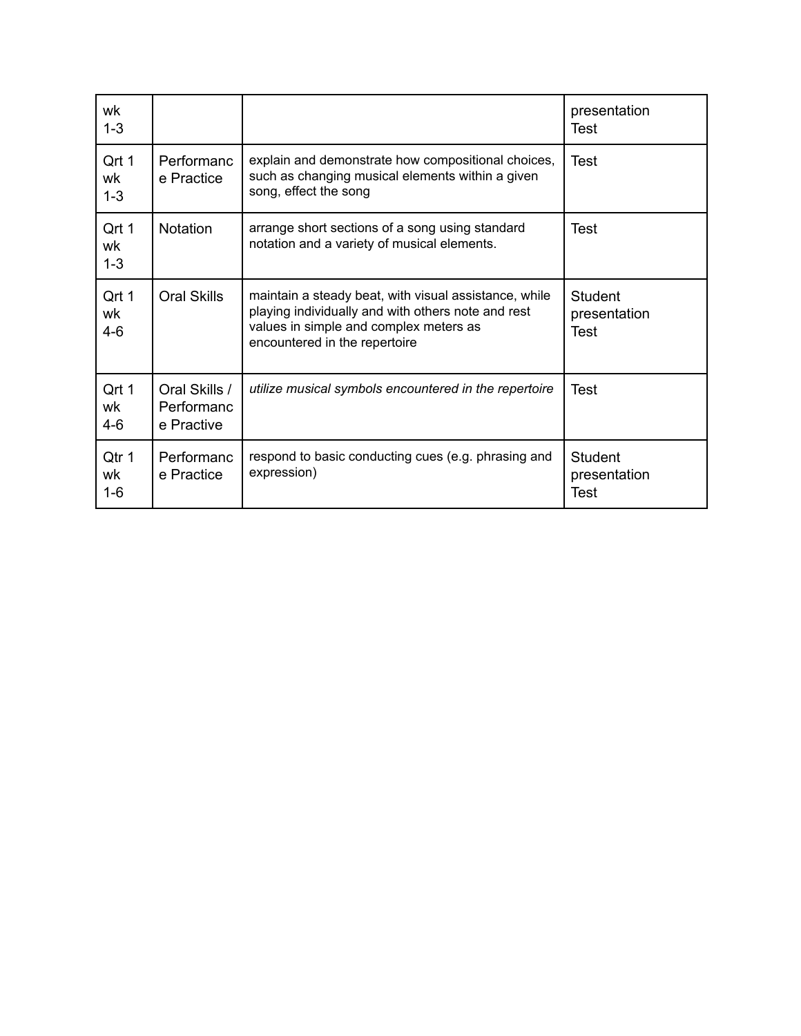| | | | |
|---|---|---|---|
| wk 1-3 | | | presentation Test |
| Qrt 1 wk 1-3 | Performance Practice | explain and demonstrate how compositional choices, such as changing musical elements within a given song, effect the song | Test |
| Qrt 1 wk 1-3 | Notation | arrange short sections of a song using standard notation and a variety of musical elements. | Test |
| Qrt 1 wk 4-6 | Oral Skills | maintain a steady beat, with visual assistance, while playing individually and with others note and rest values in simple and complex meters as encountered in the repertoire | Student presentation Test |
| Qrt 1 wk 4-6 | Oral Skills / Performance Practive | *utilize musical symbols encountered in the repertoire* | Test |
| Qtr 1 wk 1-6 | Performance Practice | respond to basic conducting cues (e.g. phrasing and expression) | Student presentation Test |